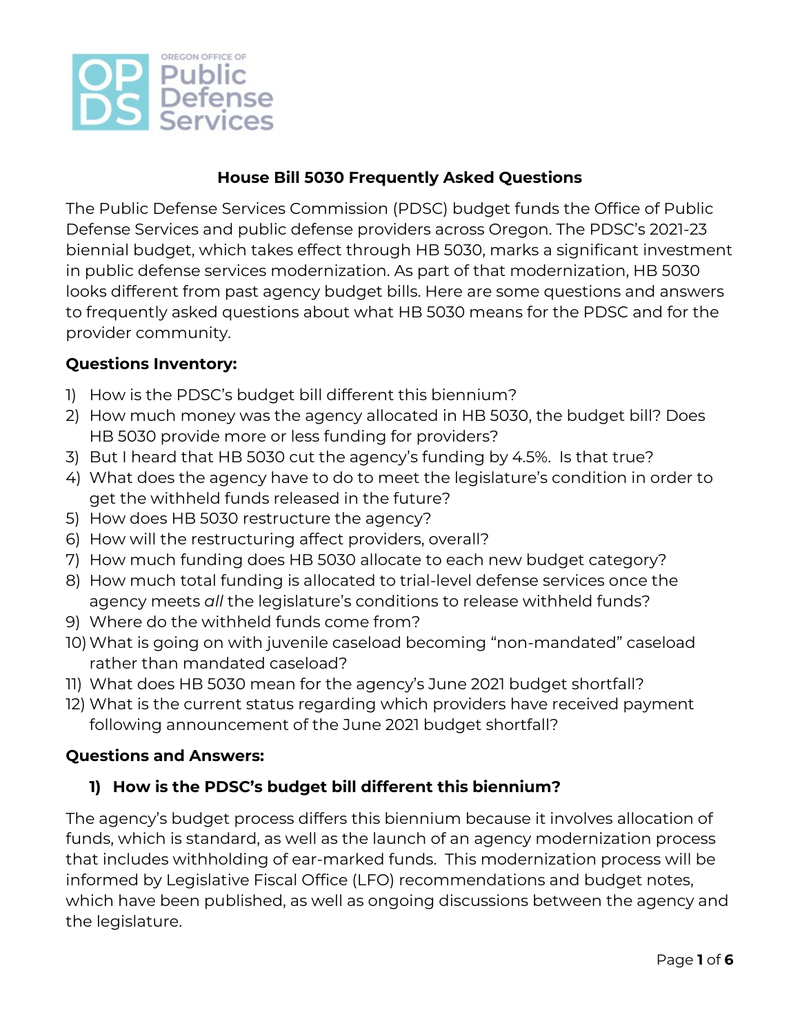OREGON OFFICE OF Public Defense Services

# House Bill 5030 Frequently Asked Questions

The Public Defense Services Commission (PDSC) budget funds the Office of Public Defense Services and public defense providers across Oregon. The PDSC's 2021-23 biennial budget, which takes effect through HB 5030, marks a significant investment in public defense services modernization. As part of that modernization, HB 5030 looks different from past agency budget bills. Here are some questions and answers to frequently asked questions about what HB 5030 means for the PDSC and for the provider community.

**Questions Inventory:**

1) How is the PDSC's budget bill different this biennium?
2) How much money was the agency allocated in HB 5030, the budget bill? Does HB 5030 provide more or less funding for providers?
3) But I heard that HB 5030 cut the agency's funding by 4.5%. Is that true?
4) What does the agency have to do to meet the legislature's condition in order to get the withheld funds released in the future?
5) How does HB 5030 restructure the agency?
6) How will the restructuring affect providers, overall?
7) How much funding does HB 5030 allocate to each new budget category?
8) How much total funding is allocated to trial-level defense services once the agency meets *all* the legislature's conditions to release withheld funds?
9) Where do the withheld funds come from?
10) What is going on with juvenile caseload becoming "non-mandated" caseload rather than mandated caseload?
11) What does HB 5030 mean for the agency's June 2021 budget shortfall?
12) What is the current status regarding which providers have received payment following announcement of the June 2021 budget shortfall?

**Questions and Answers:**

### 1) How is the PDSC's budget bill different this biennium?

The agency's budget process differs this biennium because it involves allocation of funds, which is standard, as well as the launch of an agency modernization process that includes withholding of ear-marked funds. This modernization process will be informed by Legislative Fiscal Office (LFO) recommendations and budget notes, which have been published, as well as ongoing discussions between the agency and the legislature.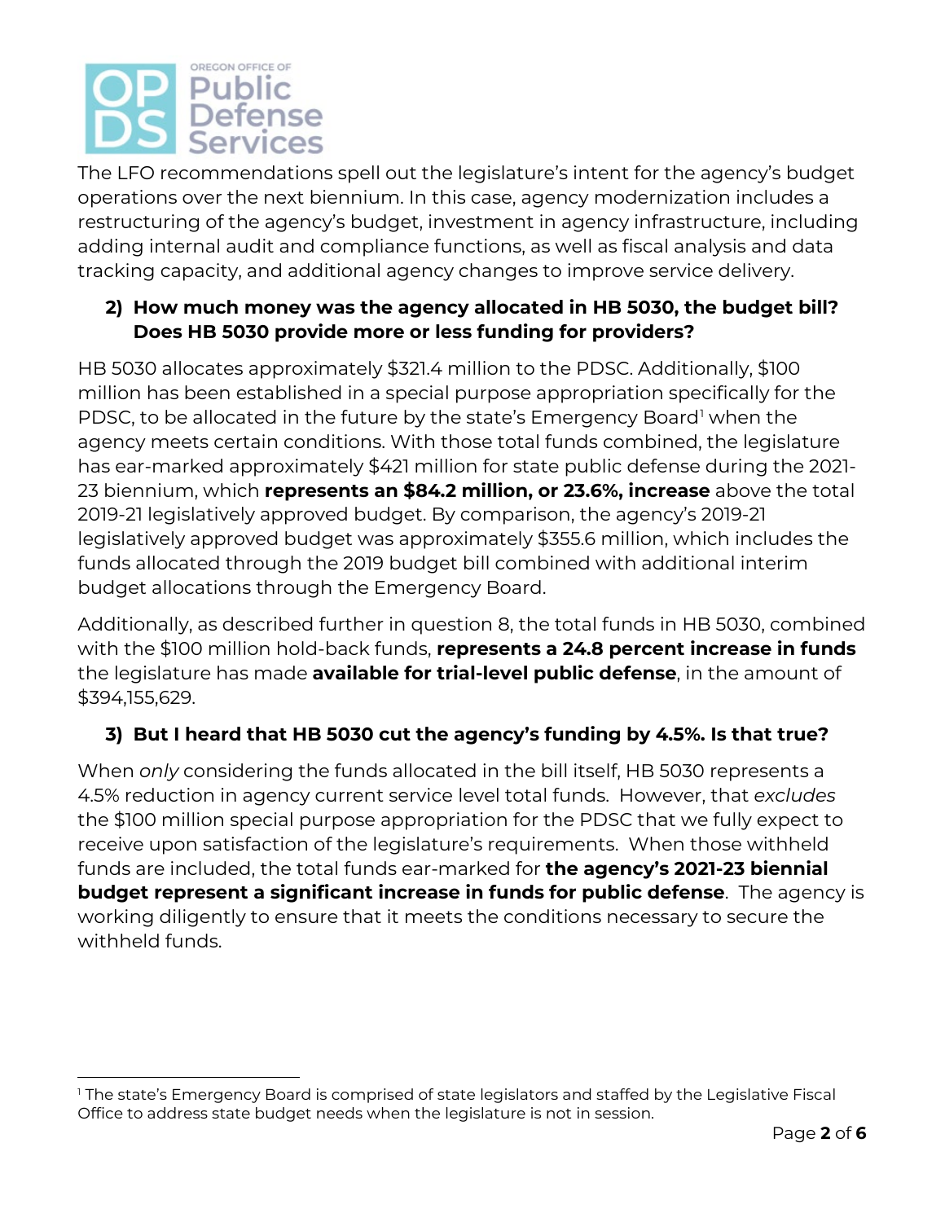The LFO recommendations spell out the legislature's intent for the agency's budget operations over the next biennium. In this case, agency modernization includes a restructuring of the agency's budget, investment in agency infrastructure, including adding internal audit and compliance functions, as well as fiscal analysis and data tracking capacity, and additional agency changes to improve service delivery.

### 2) How much money was the agency allocated in HB 5030, the budget bill? Does HB 5030 provide more or less funding for providers?

HB 5030 allocates approximately $321.4 million to the PDSC. Additionally, $100 million has been established in a special purpose appropriation specifically for the PDSC, to be allocated in the future by the state's Emergency Board[1] when the agency meets certain conditions. With those total funds combined, the legislature has ear-marked approximately $421 million for state public defense during the 2021-23 biennium, which **represents an $84.2 million, or 23.6%, increase** above the total 2019-21 legislatively approved budget. By comparison, the agency's 2019-21 legislatively approved budget was approximately $355.6 million, which includes the funds allocated through the 2019 budget bill combined with additional interim budget allocations through the Emergency Board.

Additionally, as described further in question 8, the total funds in HB 5030, combined with the $100 million hold-back funds, **represents a 24.8 percent increase in funds** the legislature has made **available for trial-level public defense**, in the amount of $394,155,629.

### 3) But I heard that HB 5030 cut the agency's funding by 4.5%. Is that true?

When *only* considering the funds allocated in the bill itself, HB 5030 represents a 4.5% reduction in agency current service level total funds. However, that *excludes* the $100 million special purpose appropriation for the PDSC that we fully expect to receive upon satisfaction of the legislature's requirements. When those withheld funds are included, the total funds ear-marked for **the agency's 2021-23 biennial budget represent a significant increase in funds for public defense**. The agency is working diligently to ensure that it meets the conditions necessary to secure the withheld funds.

[1] The state's Emergency Board is comprised of state legislators and staffed by the Legislative Fiscal Office to address state budget needs when the legislature is not in session.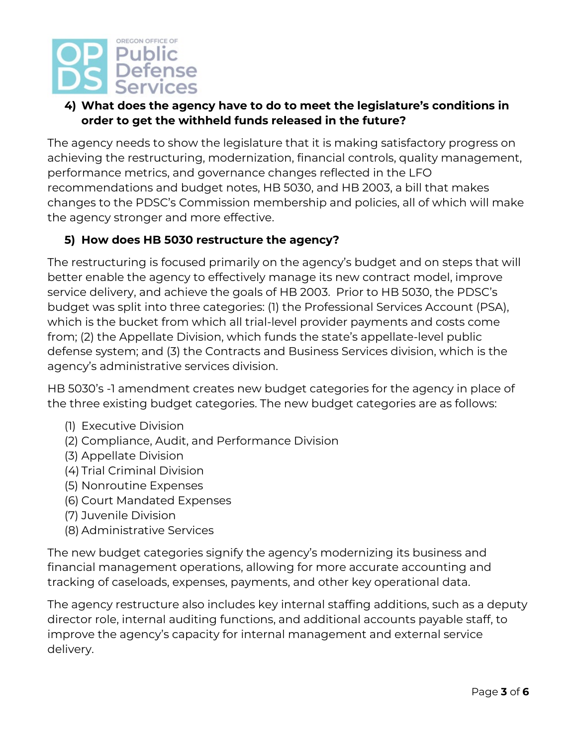**4) What does the agency have to do to meet the legislature's conditions in order to get the withheld funds released in the future?**

The agency needs to show the legislature that it is making satisfactory progress on achieving the restructuring, modernization, financial controls, quality management, performance metrics, and governance changes reflected in the LFO recommendations and budget notes, HB 5030, and HB 2003, a bill that makes changes to the PDSC's Commission membership and policies, all of which will make the agency stronger and more effective.

**5) How does HB 5030 restructure the agency?**

The restructuring is focused primarily on the agency's budget and on steps that will better enable the agency to effectively manage its new contract model, improve service delivery, and achieve the goals of HB 2003. Prior to HB 5030, the PDSC's budget was split into three categories: (1) the Professional Services Account (PSA), which is the bucket from which all trial-level provider payments and costs come from; (2) the Appellate Division, which funds the state's appellate-level public defense system; and (3) the Contracts and Business Services division, which is the agency's administrative services division.

HB 5030's -1 amendment creates new budget categories for the agency in place of the three existing budget categories. The new budget categories are as follows:

(1) Executive Division
(2) Compliance, Audit, and Performance Division
(3) Appellate Division
(4) Trial Criminal Division
(5) Nonroutine Expenses
(6) Court Mandated Expenses
(7) Juvenile Division
(8) Administrative Services

The new budget categories signify the agency's modernizing its business and financial management operations, allowing for more accurate accounting and tracking of caseloads, expenses, payments, and other key operational data.

The agency restructure also includes key internal staffing additions, such as a deputy director role, internal auditing functions, and additional accounts payable staff, to improve the agency's capacity for internal management and external service delivery.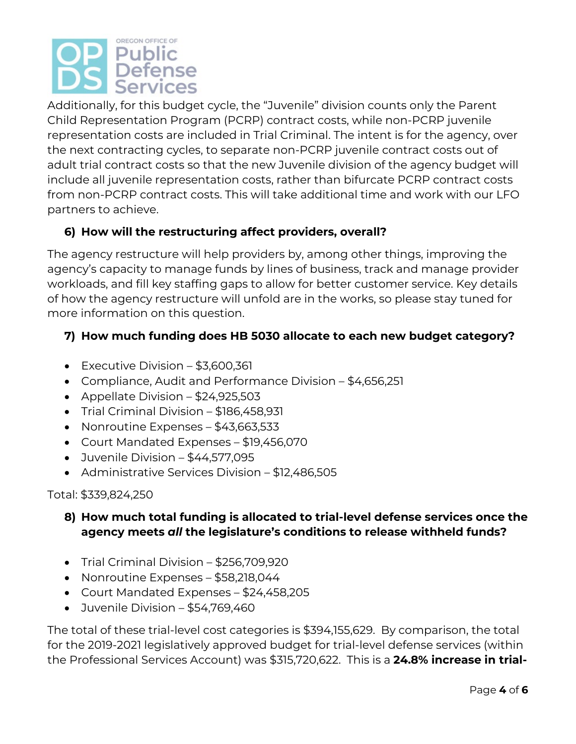Additionally, for this budget cycle, the "Juvenile" division counts only the Parent Child Representation Program (PCRP) contract costs, while non-PCRP juvenile representation costs are included in Trial Criminal. The intent is for the agency, over the next contracting cycles, to separate non-PCRP juvenile contract costs out of adult trial contract costs so that the new Juvenile division of the agency budget will include all juvenile representation costs, rather than bifurcate PCRP contract costs from non-PCRP contract costs. This will take additional time and work with our LFO partners to achieve.

### 6) How will the restructuring affect providers, overall?

The agency restructure will help providers by, among other things, improving the agency's capacity to manage funds by lines of business, track and manage provider workloads, and fill key staffing gaps to allow for better customer service. Key details of how the agency restructure will unfold are in the works, so please stay tuned for more information on this question.

### 7) How much funding does HB 5030 allocate to each new budget category?

- Executive Division – $3,600,361
- Compliance, Audit and Performance Division – $4,656,251
- Appellate Division – $24,925,503
- Trial Criminal Division – $186,458,931
- Nonroutine Expenses – $43,663,533
- Court Mandated Expenses – $19,456,070
- Juvenile Division – $44,577,095
- Administrative Services Division – $12,486,505

Total: $339,824,250

### 8) How much total funding is allocated to trial-level defense services once the agency meets *all* the legislature's conditions to release withheld funds?

- Trial Criminal Division – $256,709,920
- Nonroutine Expenses – $58,218,044
- Court Mandated Expenses – $24,458,205
- Juvenile Division – $54,769,460

The total of these trial-level cost categories is $394,155,629. By comparison, the total for the 2019-2021 legislatively approved budget for trial-level defense services (within the Professional Services Account) was $315,720,622. This is a **24.8% increase in trial-**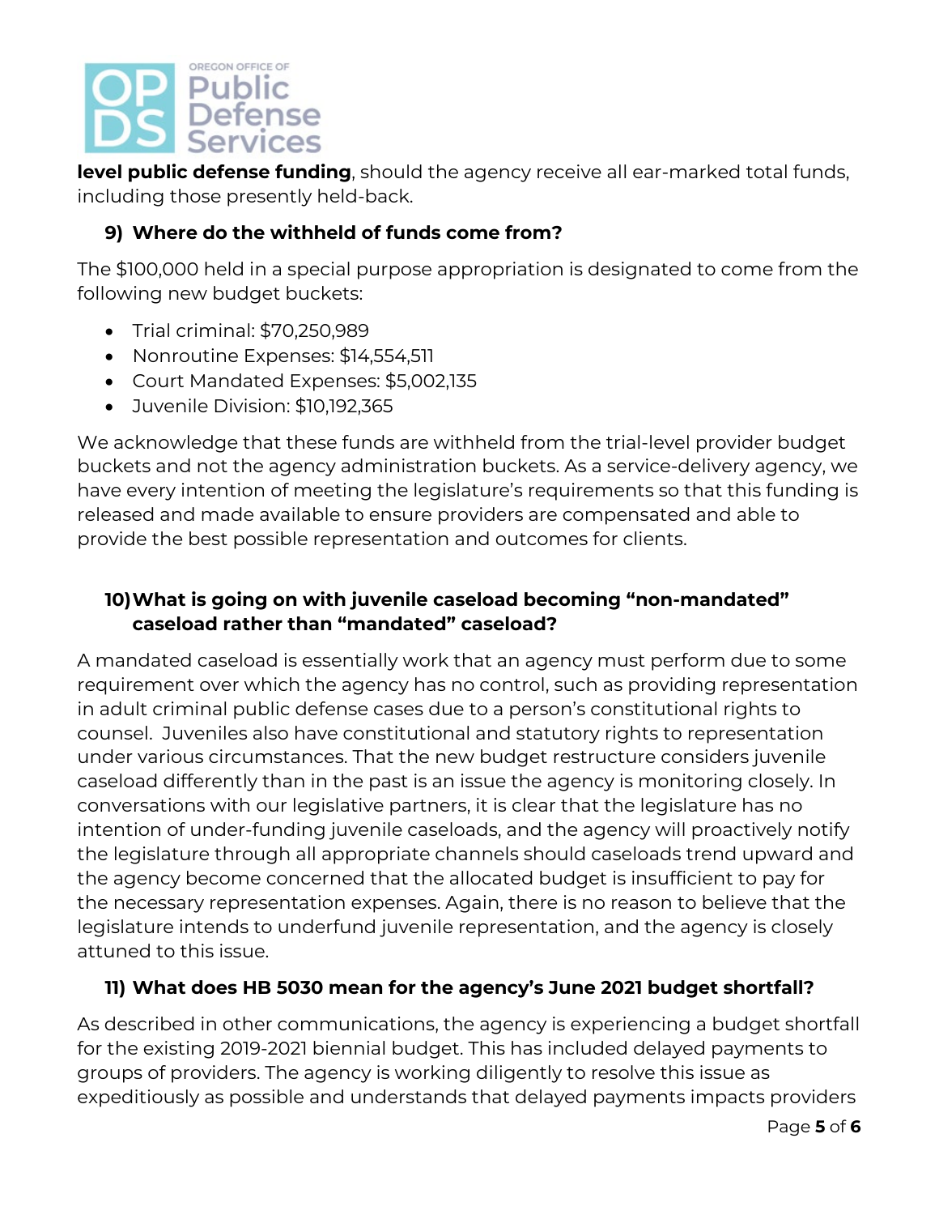**level public defense funding**, should the agency receive all ear-marked total funds, including those presently held-back.

### 9) Where do the withheld of funds come from?

The $100,000 held in a special purpose appropriation is designated to come from the following new budget buckets:

- Trial criminal: $70,250,989
- Nonroutine Expenses: $14,554,511
- Court Mandated Expenses: $5,002,135
- Juvenile Division: $10,192,365

We acknowledge that these funds are withheld from the trial-level provider budget buckets and not the agency administration buckets. As a service-delivery agency, we have every intention of meeting the legislature's requirements so that this funding is released and made available to ensure providers are compensated and able to provide the best possible representation and outcomes for clients.

### 10) What is going on with juvenile caseload becoming "non-mandated" caseload rather than "mandated" caseload?

A mandated caseload is essentially work that an agency must perform due to some requirement over which the agency has no control, such as providing representation in adult criminal public defense cases due to a person's constitutional rights to counsel. Juveniles also have constitutional and statutory rights to representation under various circumstances. That the new budget restructure considers juvenile caseload differently than in the past is an issue the agency is monitoring closely. In conversations with our legislative partners, it is clear that the legislature has no intention of under-funding juvenile caseloads, and the agency will proactively notify the legislature through all appropriate channels should caseloads trend upward and the agency become concerned that the allocated budget is insufficient to pay for the necessary representation expenses. Again, there is no reason to believe that the legislature intends to underfund juvenile representation, and the agency is closely attuned to this issue.

### 11) What does HB 5030 mean for the agency's June 2021 budget shortfall?

As described in other communications, the agency is experiencing a budget shortfall for the existing 2019-2021 biennial budget. This has included delayed payments to groups of providers. The agency is working diligently to resolve this issue as expeditiously as possible and understands that delayed payments impacts providers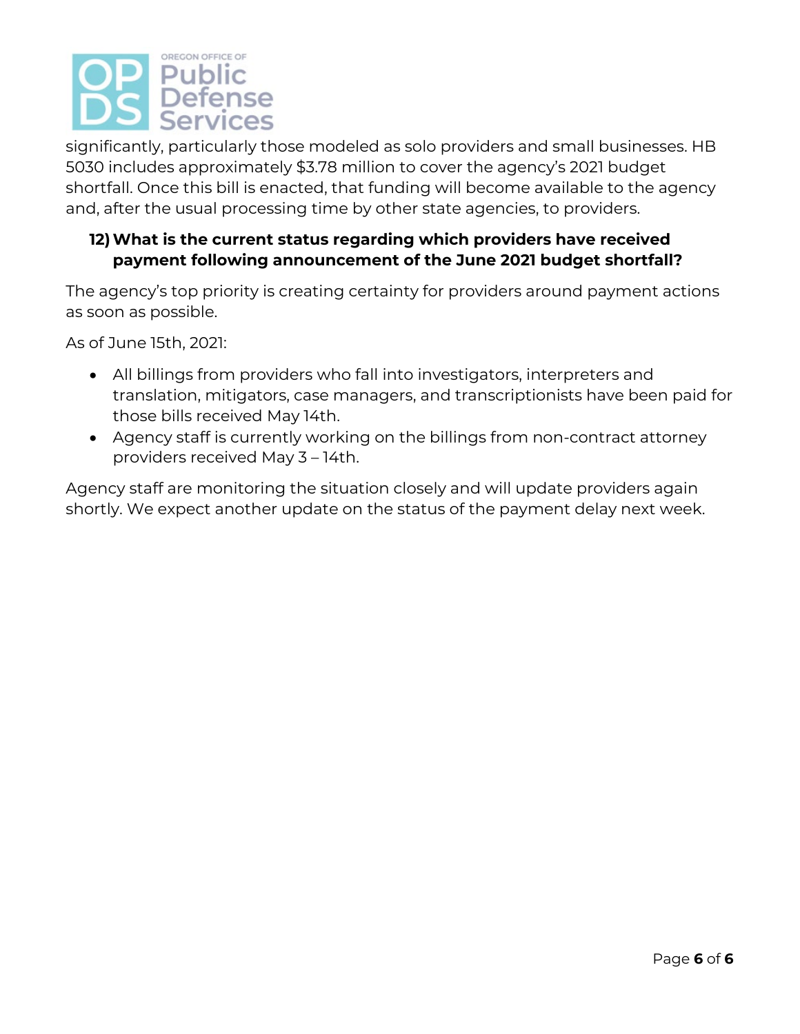significantly, particularly those modeled as solo providers and small businesses. HB 5030 includes approximately $3.78 million to cover the agency's 2021 budget shortfall. Once this bill is enacted, that funding will become available to the agency and, after the usual processing time by other state agencies, to providers.

### 12) What is the current status regarding which providers have received payment following announcement of the June 2021 budget shortfall?

The agency's top priority is creating certainty for providers around payment actions as soon as possible.

As of June 15th, 2021:

- All billings from providers who fall into investigators, interpreters and translation, mitigators, case managers, and transcriptionists have been paid for those bills received May 14th.
- Agency staff is currently working on the billings from non-contract attorney providers received May 3 – 14th.

Agency staff are monitoring the situation closely and will update providers again shortly. We expect another update on the status of the payment delay next week.